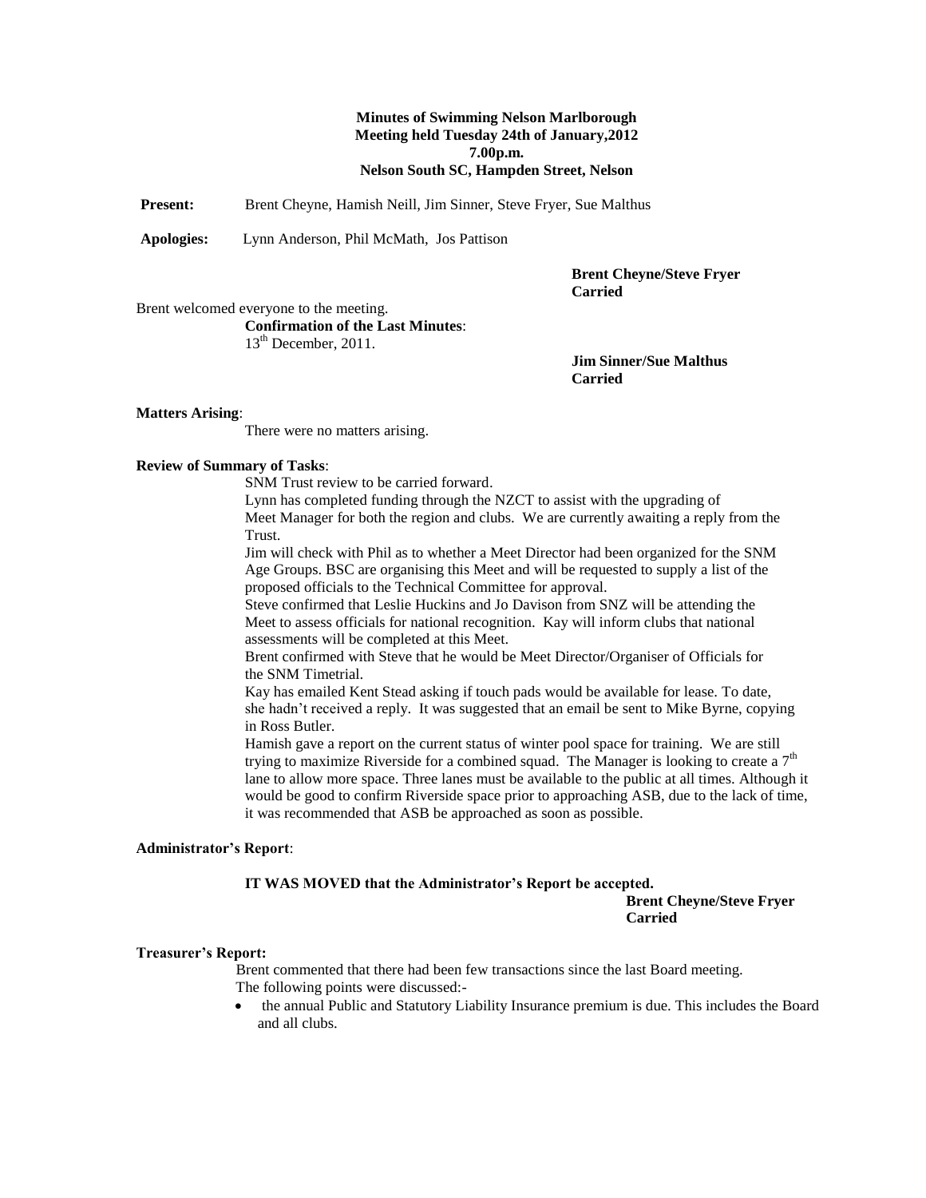**Minutes of Swimming Nelson Marlborough**
**Meeting held Tuesday 24th of January,2012**
**7.00p.m.**
**Nelson South SC, Hampden Street, Nelson**

**Present:** Brent Cheyne, Hamish Neill, Jim Sinner, Steve Fryer, Sue Malthus

**Apologies:** Lynn Anderson, Phil McMath, Jos Pattison

**Brent Cheyne/Steve Fryer**
**Carried**

Brent welcomed everyone to the meeting.

**Confirmation of the Last Minutes**:
13th December, 2011.

**Jim Sinner/Sue Malthus**
**Carried**

**Matters Arising**:

There were no matters arising.

**Review of Summary of Tasks**:

SNM Trust review to be carried forward.

Lynn has completed funding through the NZCT to assist with the upgrading of Meet Manager for both the region and clubs. We are currently awaiting a reply from the Trust.

Jim will check with Phil as to whether a Meet Director had been organized for the SNM Age Groups. BSC are organising this Meet and will be requested to supply a list of the proposed officials to the Technical Committee for approval.

Steve confirmed that Leslie Huckins and Jo Davison from SNZ will be attending the Meet to assess officials for national recognition. Kay will inform clubs that national assessments will be completed at this Meet.

Brent confirmed with Steve that he would be Meet Director/Organiser of Officials for the SNM Timetrial.

Kay has emailed Kent Stead asking if touch pads would be available for lease. To date, she hadn't received a reply. It was suggested that an email be sent to Mike Byrne, copying in Ross Butler.

Hamish gave a report on the current status of winter pool space for training. We are still trying to maximize Riverside for a combined squad. The Manager is looking to create a 7th lane to allow more space. Three lanes must be available to the public at all times. Although it would be good to confirm Riverside space prior to approaching ASB, due to the lack of time, it was recommended that ASB be approached as soon as possible.

**Administrator's Report**:

**IT WAS MOVED that the Administrator's Report be accepted.**

**Brent Cheyne/Steve Fryer**
**Carried**

**Treasurer's Report:**

Brent commented that there had been few transactions since the last Board meeting.
The following points were discussed:-

- the annual Public and Statutory Liability Insurance premium is due. This includes the Board and all clubs.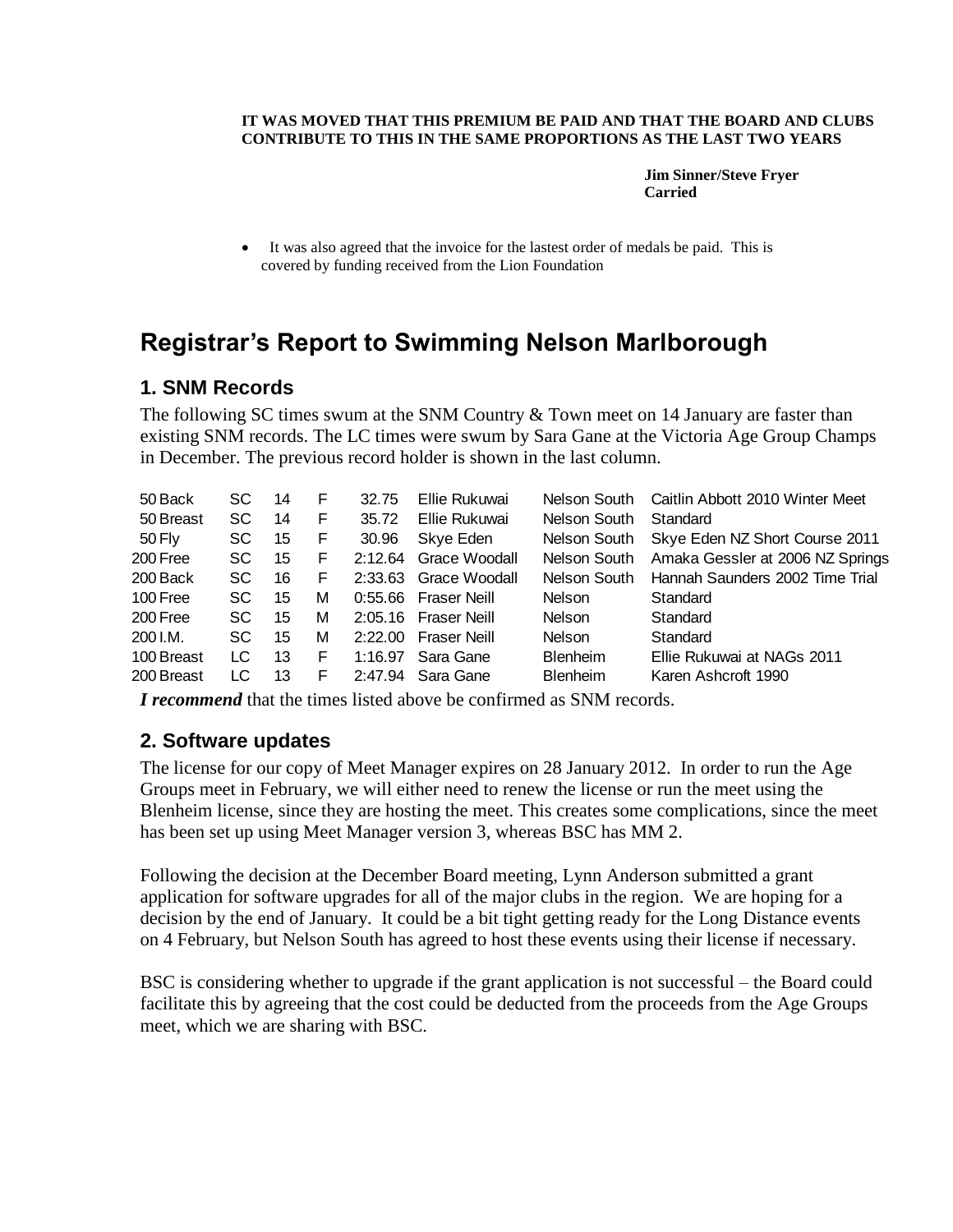**IT WAS MOVED THAT THIS PREMIUM BE PAID AND THAT THE BOARD AND CLUBS CONTRIBUTE TO THIS IN THE SAME PROPORTIONS AS THE LAST TWO YEARS**

**Jim Sinner/Steve Fryer**
**Carried**

- It was also agreed that the invoice for the lastest order of medals be paid. This is covered by funding received from the Lion Foundation

# Registrar's Report to Swimming Nelson Marlborough

## 1. SNM Records

The following SC times swum at the SNM Country & Town meet on 14 January are faster than existing SNM records. The LC times were swum by Sara Gane at the Victoria Age Group Champs in December. The previous record holder is shown in the last column.

| | | | | | | | |
|---|---|---|---|---|---|---|---|
| 50 Back | SC | 14 | F | 32.75 | Ellie Rukuwai | Nelson South | Caitlin Abbott 2010 Winter Meet |
| 50 Breast | SC | 14 | F | 35.72 | Ellie Rukuwai | Nelson South | Standard |
| 50 Fly | SC | 15 | F | 30.96 | Skye Eden | Nelson South | Skye Eden NZ Short Course 2011 |
| 200 Free | SC | 15 | F | 2:12.64 | Grace Woodall | Nelson South | Amaka Gessler at 2006 NZ Springs |
| 200 Back | SC | 16 | F | 2:33.63 | Grace Woodall | Nelson South | Hannah Saunders 2002 Time Trial |
| 100 Free | SC | 15 | M | 0:55.66 | Fraser Neill | Nelson | Standard |
| 200 Free | SC | 15 | M | 2:05.16 | Fraser Neill | Nelson | Standard |
| 200 I.M. | SC | 15 | M | 2:22.00 | Fraser Neill | Nelson | Standard |
| 100 Breast | LC | 13 | F | 1:16.97 | Sara Gane | Blenheim | Ellie Rukuwai at NAGs 2011 |
| 200 Breast | LC | 13 | F | 2:47.94 | Sara Gane | Blenheim | Karen Ashcroft 1990 |

***I recommend*** that the times listed above be confirmed as SNM records.

## 2. Software updates

The license for our copy of Meet Manager expires on 28 January 2012. In order to run the Age Groups meet in February, we will either need to renew the license or run the meet using the Blenheim license, since they are hosting the meet. This creates some complications, since the meet has been set up using Meet Manager version 3, whereas BSC has MM 2.

Following the decision at the December Board meeting, Lynn Anderson submitted a grant application for software upgrades for all of the major clubs in the region. We are hoping for a decision by the end of January. It could be a bit tight getting ready for the Long Distance events on 4 February, but Nelson South has agreed to host these events using their license if necessary.

BSC is considering whether to upgrade if the grant application is not successful – the Board could facilitate this by agreeing that the cost could be deducted from the proceeds from the Age Groups meet, which we are sharing with BSC.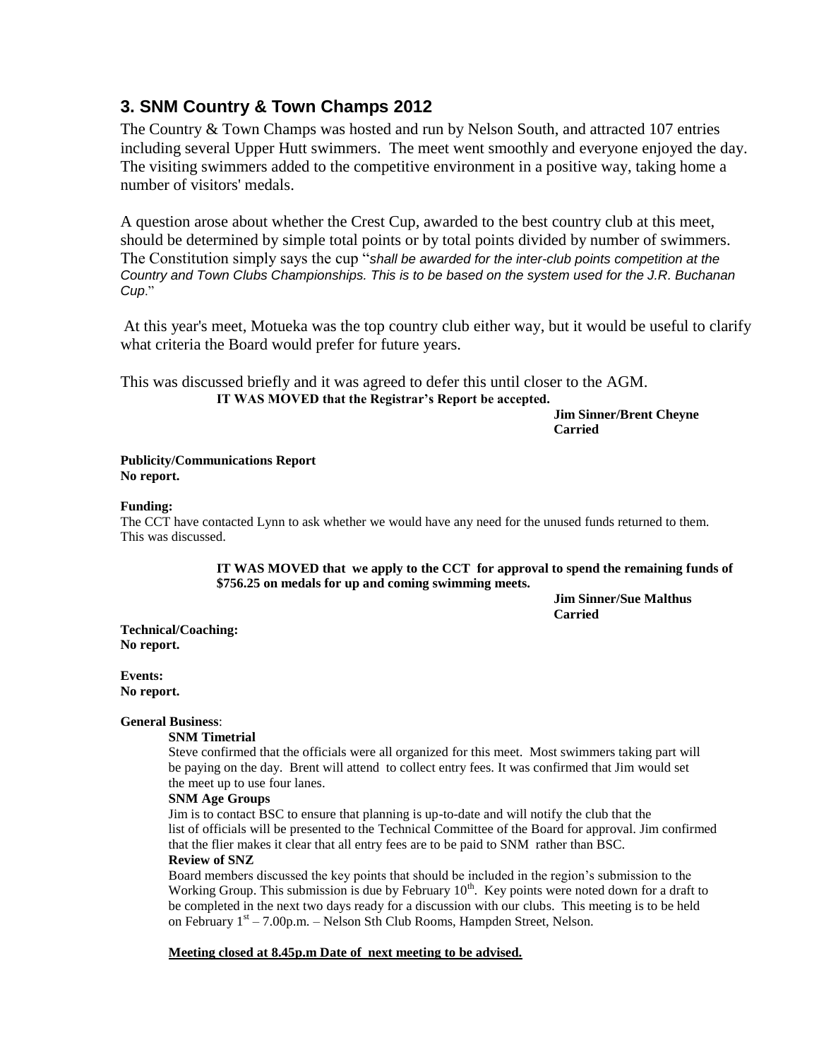## 3. SNM Country & Town Champs 2012

The Country & Town Champs was hosted and run by Nelson South, and attracted 107 entries including several Upper Hutt swimmers. The meet went smoothly and everyone enjoyed the day. The visiting swimmers added to the competitive environment in a positive way, taking home a number of visitors' medals.

A question arose about whether the Crest Cup, awarded to the best country club at this meet, should be determined by simple total points or by total points divided by number of swimmers. The Constitution simply says the cup "*shall be awarded for the inter-club points competition at the Country and Town Clubs Championships. This is to be based on the system used for the J.R. Buchanan Cup*."

At this year's meet, Motueka was the top country club either way, but it would be useful to clarify what criteria the Board would prefer for future years.

This was discussed briefly and it was agreed to defer this until closer to the AGM.

**IT WAS MOVED that the Registrar's Report be accepted.**

**Jim Sinner/Brent Cheyne**
**Carried**

**Publicity/Communications Report**
**No report.**

**Funding:**

The CCT have contacted Lynn to ask whether we would have any need for the unused funds returned to them. This was discussed.

**IT WAS MOVED that we apply to the CCT for approval to spend the remaining funds of $756.25 on medals for up and coming swimming meets.**

**Jim Sinner/Sue Malthus**
**Carried**

**Technical/Coaching:**
**No report.**

**Events:**
**No report.**

**General Business**:

**SNM Timetrial**

Steve confirmed that the officials were all organized for this meet. Most swimmers taking part will be paying on the day. Brent will attend to collect entry fees. It was confirmed that Jim would set the meet up to use four lanes.

**SNM Age Groups**

Jim is to contact BSC to ensure that planning is up-to-date and will notify the club that the list of officials will be presented to the Technical Committee of the Board for approval. Jim confirmed that the flier makes it clear that all entry fees are to be paid to SNM rather than BSC.

**Review of SNZ**

Board members discussed the key points that should be included in the region's submission to the Working Group. This submission is due by February 10th. Key points were noted down for a draft to be completed in the next two days ready for a discussion with our clubs. This meeting is to be held on February 1st – 7.00p.m. – Nelson Sth Club Rooms, Hampden Street, Nelson.

**Meeting closed at 8.45p.m Date of next meeting to be advised.**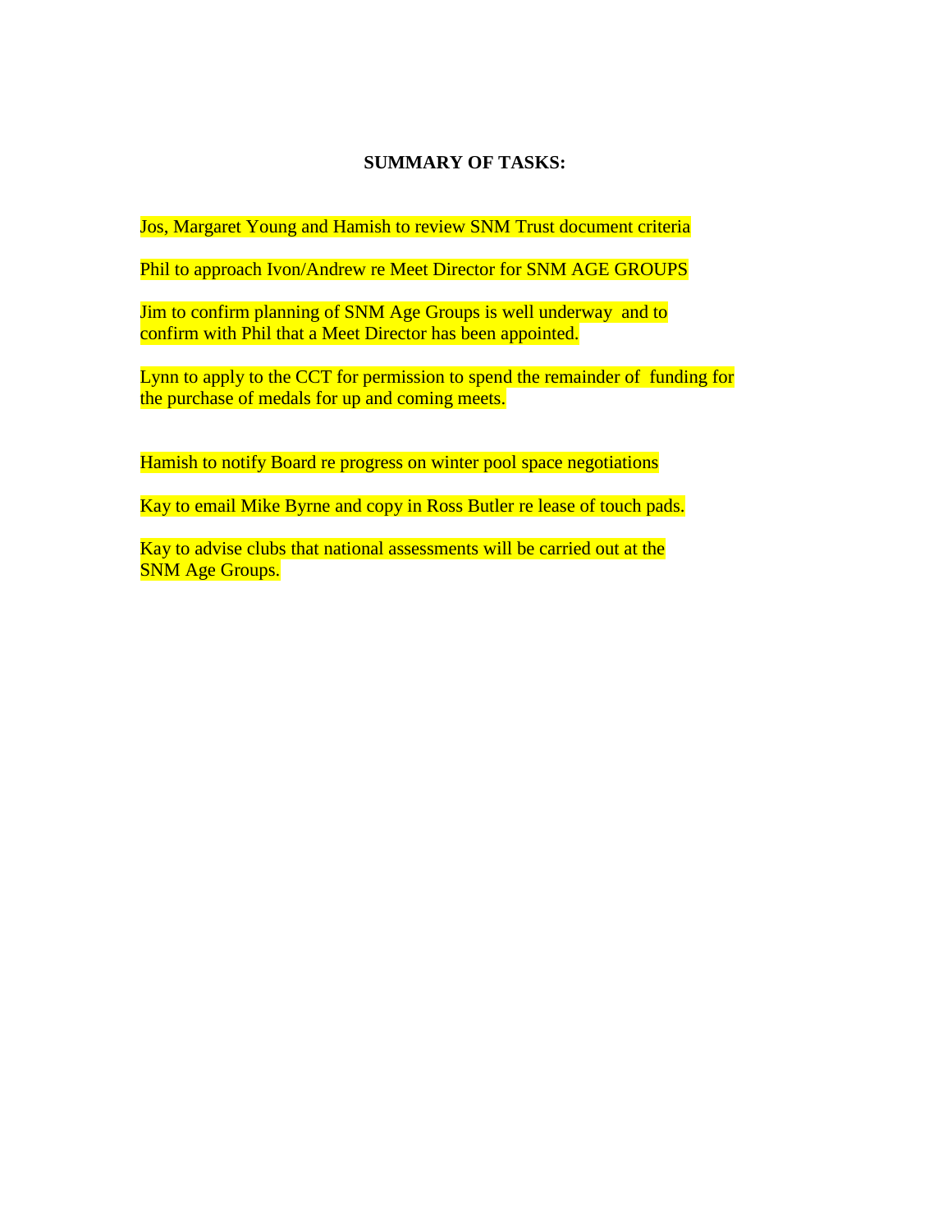**SUMMARY OF TASKS:**

Jos, Margaret Young and Hamish to review SNM Trust document criteria

Phil to approach Ivon/Andrew re Meet Director for SNM AGE GROUPS

Jim to confirm planning of SNM Age Groups is well underway and to confirm with Phil that a Meet Director has been appointed.

Lynn to apply to the CCT for permission to spend the remainder of funding for the purchase of medals for up and coming meets.

Hamish to notify Board re progress on winter pool space negotiations

Kay to email Mike Byrne and copy in Ross Butler re lease of touch pads.

Kay to advise clubs that national assessments will be carried out at the SNM Age Groups.